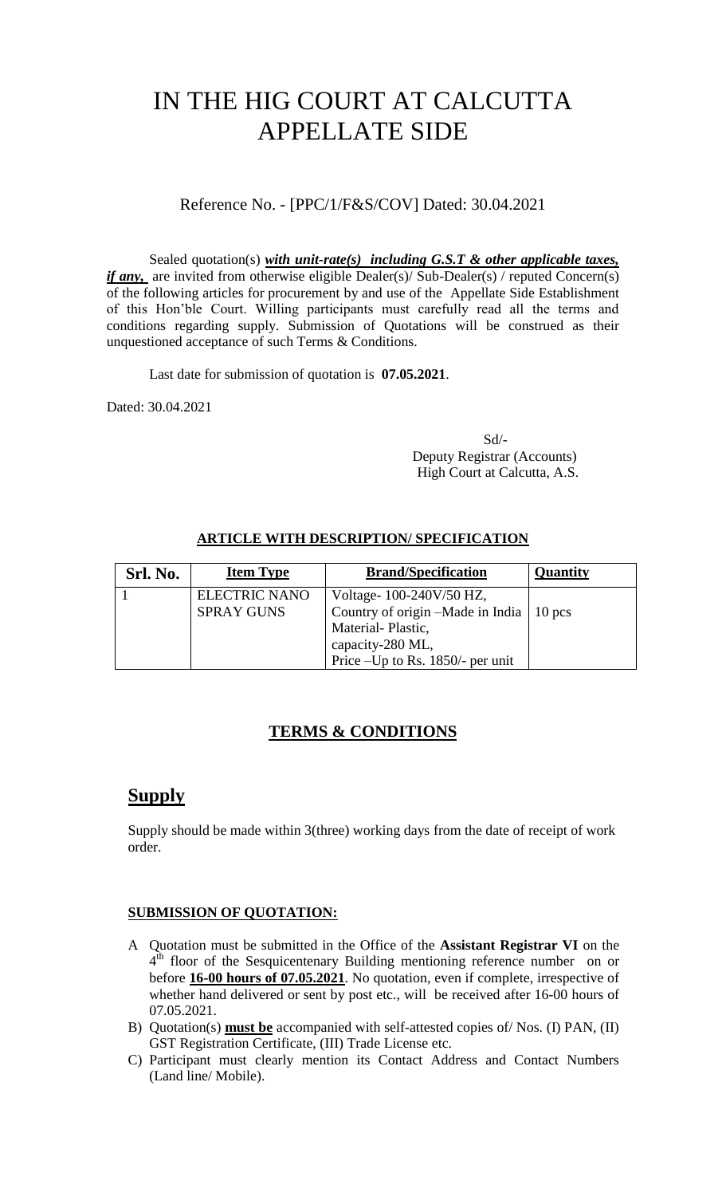# IN THE HIG COURT AT CALCUTTA APPELLATE SIDE

Reference No. - [PPC/1/F&S/COV] Dated: 30.04.2021

Sealed quotation(s) ***with unit-rate(s) including G.S.T & other applicable taxes, if any,*** are invited from otherwise eligible Dealer(s)/ Sub-Dealer(s) / reputed Concern(s) of the following articles for procurement by and use of the Appellate Side Establishment of this Hon'ble Court. Willing participants must carefully read all the terms and conditions regarding supply. Submission of Quotations will be construed as their unquestioned acceptance of such Terms & Conditions.

Last date for submission of quotation is **07.05.2021**.

Dated: 30.04.2021

Sd/-
Deputy Registrar (Accounts)
High Court at Calcutta, A.S.

**ARTICLE WITH DESCRIPTION/ SPECIFICATION**

| Srl. No. | Item Type | Brand/Specification | Quantity |
| --- | --- | --- | --- |
| 1 | ELECTRIC NANO SPRAY GUNS | Voltage- 100-240V/50 HZ, Country of origin –Made in India Material- Plastic, capacity-280 ML, Price –Up to Rs. 1850/- per unit | 10 pcs |

## TERMS & CONDITIONS

## Supply

Supply should be made within 3(three) working days from the date of receipt of work order.

**SUBMISSION OF QUOTATION:**

A Quotation must be submitted in the Office of the **Assistant Registrar VI** on the 4th floor of the Sesquicentenary Building mentioning reference number on or before **16-00 hours of 07.05.2021**. No quotation, even if complete, irrespective of whether hand delivered or sent by post etc., will be received after 16-00 hours of 07.05.2021.

B) Quotation(s) **must be** accompanied with self-attested copies of/ Nos. (I) PAN, (II) GST Registration Certificate, (III) Trade License etc.

C) Participant must clearly mention its Contact Address and Contact Numbers (Land line/ Mobile).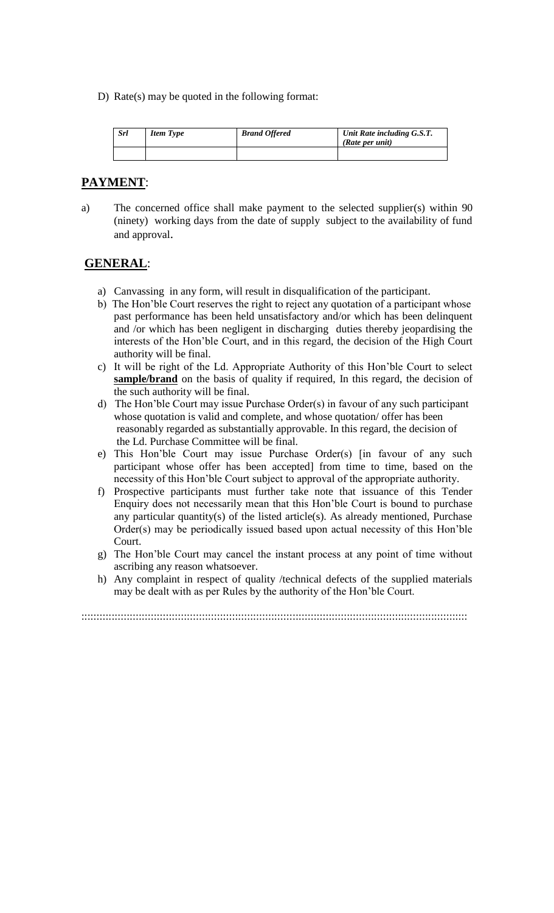D) Rate(s) may be quoted in the following format:

| ***Srl*** | ***Item Type*** | ***Brand Offered*** | ***Unit Rate including G.S.T. (Rate per unit)*** |
|---|---|---|---|
| | | | |

## **PAYMENT**:

a) The concerned office shall make payment to the selected supplier(s) within 90 (ninety) working days from the date of supply subject to the availability of fund and approval.

## **GENERAL**:

a) Canvassing in any form, will result in disqualification of the participant.

b) The Hon'ble Court reserves the right to reject any quotation of a participant whose past performance has been held unsatisfactory and/or which has been delinquent and /or which has been negligent in discharging duties thereby jeopardising the interests of the Hon'ble Court, and in this regard, the decision of the High Court authority will be final.

c) It will be right of the Ld. Appropriate Authority of this Hon'ble Court to select **sample/brand** on the basis of quality if required, In this regard, the decision of the such authority will be final.

d) The Hon'ble Court may issue Purchase Order(s) in favour of any such participant whose quotation is valid and complete, and whose quotation/ offer has been reasonably regarded as substantially approvable. In this regard, the decision of the Ld. Purchase Committee will be final.

e) This Hon'ble Court may issue Purchase Order(s) [in favour of any such participant whose offer has been accepted] from time to time, based on the necessity of this Hon'ble Court subject to approval of the appropriate authority.

f) Prospective participants must further take note that issuance of this Tender Enquiry does not necessarily mean that this Hon'ble Court is bound to purchase any particular quantity(s) of the listed article(s). As already mentioned, Purchase Order(s) may be periodically issued based upon actual necessity of this Hon'ble Court.

g) The Hon'ble Court may cancel the instant process at any point of time without ascribing any reason whatsoever.

h) Any complaint in respect of quality /technical defects of the supplied materials may be dealt with as per Rules by the authority of the Hon'ble Court.

::::::::::::::::::::::::::::::::::::::::::::::::::::::::::::::::::::::::::::::::::::::::::::::::::::::::::::::::::::::::::::::::::::::